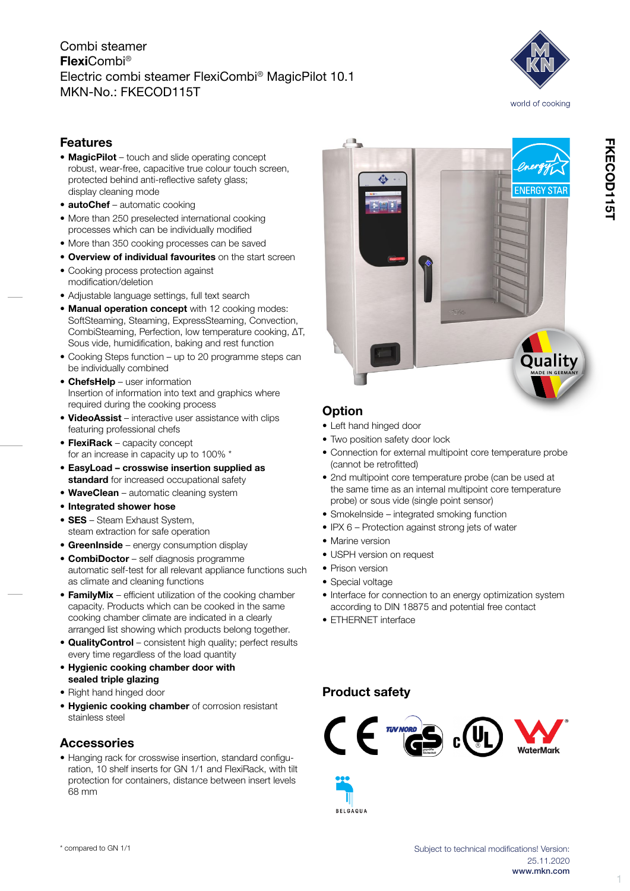Combi steamer
**Flexi**Combi®
Electric combi steamer FlexiCombi® MagicPilot 10.1
MKN-No.: FKECOD115T

world of cooking

FKECOD115T

## Features

- **MagicPilot** – touch and slide operating concept robust, wear-free, capacitive true colour touch screen, protected behind anti-reflective safety glass; display cleaning mode
- **autoChef** – automatic cooking
- More than 250 preselected international cooking processes which can be individually modified
- More than 350 cooking processes can be saved
- **Overview of individual favourites** on the start screen
- Cooking process protection against modification/deletion
- Adjustable language settings, full text search
- **Manual operation concept** with 12 cooking modes: SoftSteaming, Steaming, ExpressSteaming, Convection, CombiSteaming, Perfection, low temperature cooking, ΔT, Sous vide, humidification, baking and rest function
- Cooking Steps function – up to 20 programme steps can be individually combined
- **ChefsHelp** – user information Insertion of information into text and graphics where required during the cooking process
- **VideoAssist** – interactive user assistance with clips featuring professional chefs
- **FlexiRack** – capacity concept for an increase in capacity up to 100% *
- **EasyLoad – crosswise insertion supplied as standard** for increased occupational safety
- **WaveClean** – automatic cleaning system
- **Integrated shower hose**
- **SES** – Steam Exhaust System, steam extraction for safe operation
- **GreenInside** – energy consumption display
- **CombiDoctor** – self diagnosis programme automatic self-test for all relevant appliance functions such as climate and cleaning functions
- **FamilyMix** – efficient utilization of the cooking chamber capacity. Products which can be cooked in the same cooking chamber climate are indicated in a clearly arranged list showing which products belong together.
- **QualityControl** – consistent high quality; perfect results every time regardless of the load quantity
- **Hygienic cooking chamber door with sealed triple glazing**
- Right hand hinged door
- **Hygienic cooking chamber** of corrosion resistant stainless steel

## Accessories

- Hanging rack for crosswise insertion, standard configuration, 10 shelf inserts for GN 1/1 and FlexiRack, with tilt protection for containers, distance between insert levels 68 mm

## Option

- Left hand hinged door
- Two position safety door lock
- Connection for external multipoint core temperature probe (cannot be retrofitted)
- 2nd multipoint core temperature probe (can be used at the same time as an internal multipoint core temperature probe) or sous vide (single point sensor)
- SmokeInside – integrated smoking function
- IPX 6 – Protection against strong jets of water
- Marine version
- USPH version on request
- Prison version
- Special voltage
- Interface for connection to an energy optimization system according to DIN 18875 and potential free contact
- ETHERNET interface

## Product safety

\* compared to GN 1/1

Subject to technical modifications! Version: 25.11.2020
www.mkn.com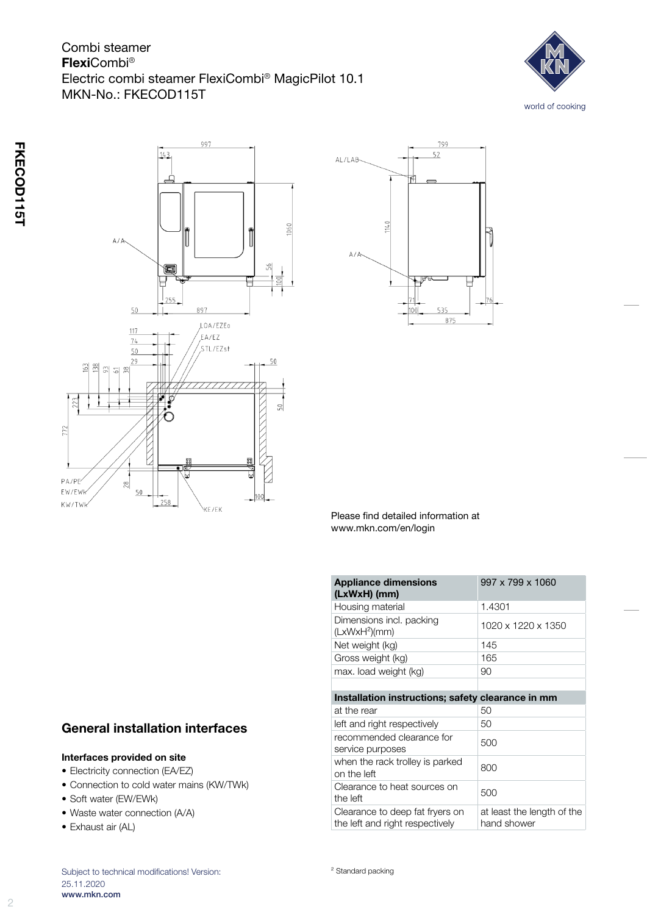Combi steamer
**Flexi**Combi®
Electric combi steamer FlexiCombi® MagicPilot 10.1
MKN-No.: FKECOD115T

Please find detailed information at
www.mkn.com/en/login

| **Appliance dimensions (LxWxH) (mm)** | 997 x 799 x 1060 |
| --- | --- |
| Housing material | 1.4301 |
| Dimensions incl. packing (LxWxH[2])(mm) | 1020 x 1220 x 1350 |
| Net weight (kg) | 145 |
| Gross weight (kg) | 165 |
| max. load weight (kg) | 90 |
| | |
| **Installation instructions; safety clearance in mm** | |
| at the rear | 50 |
| left and right respectively | 50 |
| recommended clearance for service purposes | 500 |
| when the rack trolley is parked on the left | 800 |
| Clearance to heat sources on the left | 500 |
| Clearance to deep fat fryers on the left and right respectively | at least the length of the hand shower |

## General installation interfaces

### Interfaces provided on site

- Electricity connection (EA/EZ)
- Connection to cold water mains (KW/TWk)
- Soft water (EW/EWk)
- Waste water connection (A/A)
- Exhaust air (AL)

[2] Standard packing

Subject to technical modifications! Version: 25.11.2020
**www.mkn.com**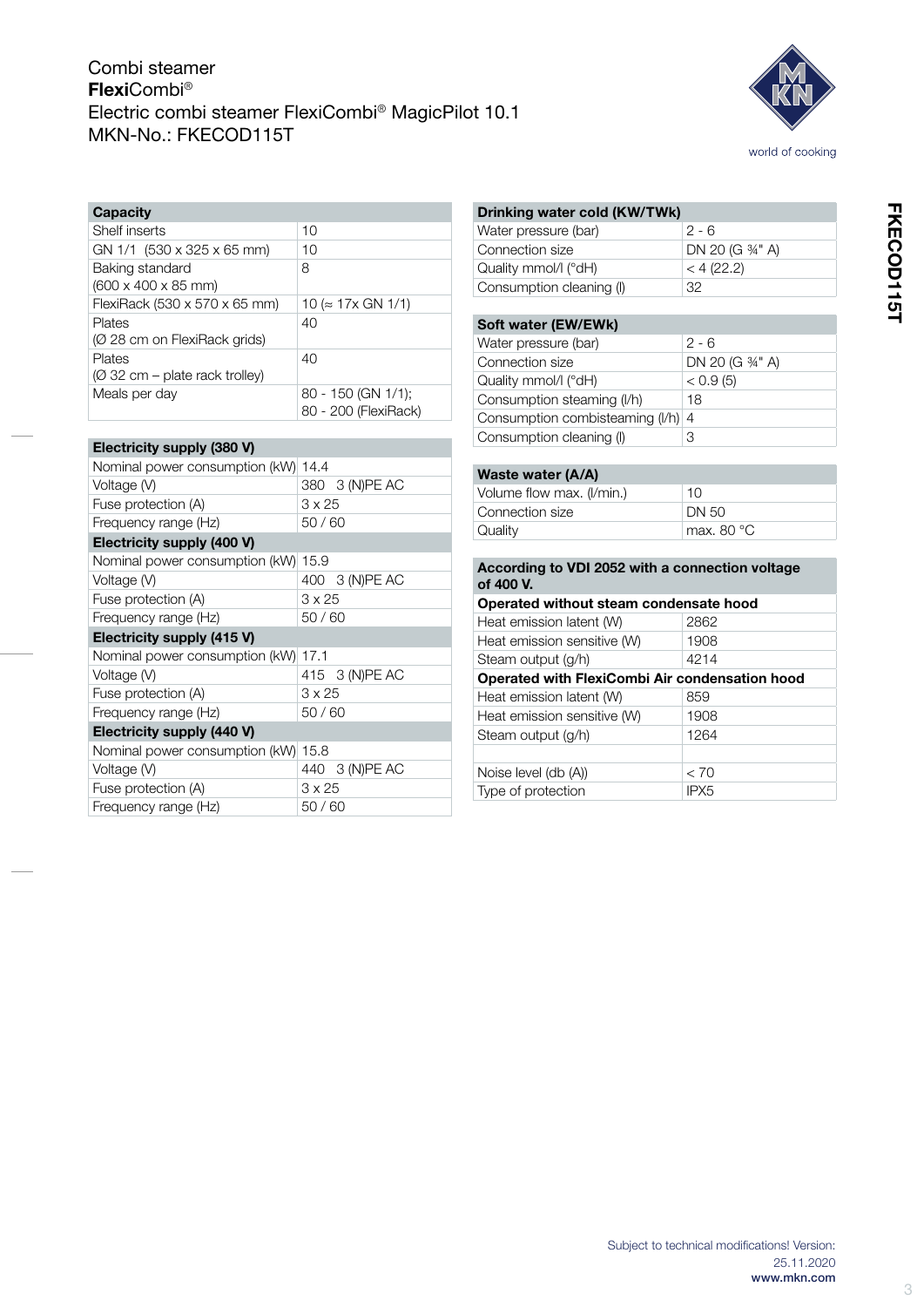Combi steamer
**Flexi**Combi®
Electric combi steamer FlexiCombi® MagicPilot 10.1
MKN-No.: FKECOD115T

world of cooking

| **Capacity** | |
|---|---|
| Shelf inserts | 10 |
| GN 1/1 (530 x 325 x 65 mm) | 10 |
| Baking standard (600 x 400 x 85 mm) | 8 |
| FlexiRack (530 x 570 x 65 mm) | 10 (≈ 17x GN 1/1) |
| Plates (Ø 28 cm on FlexiRack grids) | 40 |
| Plates (Ø 32 cm – plate rack trolley) | 40 |
| Meals per day | 80 - 150 (GN 1/1); 80 - 200 (FlexiRack) |

| **Electricity supply (380 V)** | |
|---|---|
| Nominal power consumption (kW) | 14.4 |
| Voltage (V) | 380 3 (N)PE AC |
| Fuse protection (A) | 3 x 25 |
| Frequency range (Hz) | 50 / 60 |
| **Electricity supply (400 V)** | |
| Nominal power consumption (kW) | 15.9 |
| Voltage (V) | 400 3 (N)PE AC |
| Fuse protection (A) | 3 x 25 |
| Frequency range (Hz) | 50 / 60 |
| **Electricity supply (415 V)** | |
| Nominal power consumption (kW) | 17.1 |
| Voltage (V) | 415 3 (N)PE AC |
| Fuse protection (A) | 3 x 25 |
| Frequency range (Hz) | 50 / 60 |
| **Electricity supply (440 V)** | |
| Nominal power consumption (kW) | 15.8 |
| Voltage (V) | 440 3 (N)PE AC |
| Fuse protection (A) | 3 x 25 |
| Frequency range (Hz) | 50 / 60 |

| **Drinking water cold (KW/TWk)** | |
|---|---|
| Water pressure (bar) | 2 - 6 |
| Connection size | DN 20 (G ¾" A) |
| Quality mmol/l (°dH) | < 4 (22.2) |
| Consumption cleaning (l) | 32 |

| **Soft water (EW/EWk)** | |
|---|---|
| Water pressure (bar) | 2 - 6 |
| Connection size | DN 20 (G ¾" A) |
| Quality mmol/l (°dH) | < 0.9 (5) |
| Consumption steaming (l/h) | 18 |
| Consumption combisteaming (l/h) | 4 |
| Consumption cleaning (l) | 3 |

| **Waste water (A/A)** | |
|---|---|
| Volume flow max. (l/min.) | 10 |
| Connection size | DN 50 |
| Quality | max. 80 °C |

| **According to VDI 2052 with a connection voltage of 400 V.** | |
|---|---|
| **Operated without steam condensate hood** | |
| Heat emission latent (W) | 2862 |
| Heat emission sensitive (W) | 1908 |
| Steam output (g/h) | 4214 |
| **Operated with FlexiCombi Air condensation hood** | |
| Heat emission latent (W) | 859 |
| Heat emission sensitive (W) | 1908 |
| Steam output (g/h) | 1264 |
| | |
| Noise level (db (A)) | < 70 |
| Type of protection | IPX5 |

Subject to technical modifications! Version: 25.11.2020
**www.mkn.com**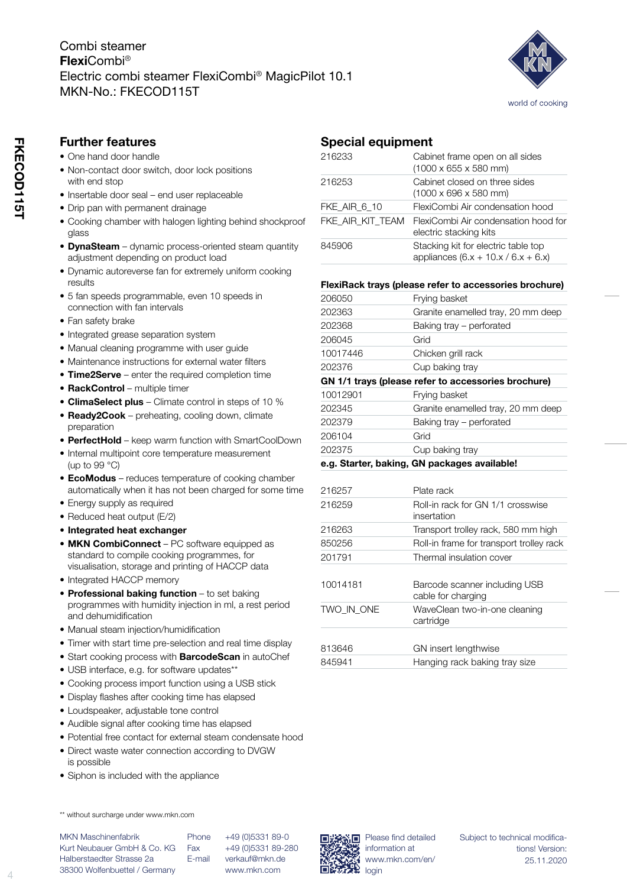Combi steamer
**Flexi**Combi®
Electric combi steamer FlexiCombi® MagicPilot 10.1
MKN-No.: FKECOD115T

world of cooking

## Further features

- One hand door handle
- Non-contact door switch, door lock positions with end stop
- Insertable door seal – end user replaceable
- Drip pan with permanent drainage
- Cooking chamber with halogen lighting behind shockproof glass
- **DynaSteam** – dynamic process-oriented steam quantity adjustment depending on product load
- Dynamic autoreverse fan for extremely uniform cooking results
- 5 fan speeds programmable, even 10 speeds in connection with fan intervals
- Fan safety brake
- Integrated grease separation system
- Manual cleaning programme with user guide
- Maintenance instructions for external water filters
- **Time2Serve** – enter the required completion time
- **RackControl** – multiple timer
- **ClimaSelect plus** – Climate control in steps of 10 %
- **Ready2Cook** – preheating, cooling down, climate preparation
- **PerfectHold** – keep warm function with SmartCoolDown
- Internal multipoint core temperature measurement (up to 99 °C)
- **EcoModus** – reduces temperature of cooking chamber automatically when it has not been charged for some time
- Energy supply as required
- Reduced heat output (E/2)
- **Integrated heat exchanger**
- **MKN CombiConnect** – PC software equipped as standard to compile cooking programmes, for visualisation, storage and printing of HACCP data
- Integrated HACCP memory
- **Professional baking function** – to set baking programmes with humidity injection in ml, a rest period and dehumidification
- Manual steam injection/humidification
- Timer with start time pre-selection and real time display
- Start cooking process with **BarcodeScan** in autoChef
- USB interface, e.g. for software updates**
- Cooking process import function using a USB stick
- Display flashes after cooking time has elapsed
- Loudspeaker, adjustable tone control
- Audible signal after cooking time has elapsed
- Potential free contact for external steam condensate hood
- Direct waste water connection according to DVGW is possible
- Siphon is included with the appliance

## Special equipment

| | |
|---|---|
| 216233 | Cabinet frame open on all sides (1000 x 655 x 580 mm) |
| 216253 | Cabinet closed on three sides (1000 x 696 x 580 mm) |
| FKE_AIR_6_10 | FlexiCombi Air condensation hood |
| FKE_AIR_KIT_TEAM | FlexiCombi Air condensation hood for electric stacking kits |
| 845906 | Stacking kit for electric table top appliances (6.x + 10.x / 6.x + 6.x) |

**FlexiRack trays (please refer to accessories brochure)**

| | |
|---|---|
| 206050 | Frying basket |
| 202363 | Granite enamelled tray, 20 mm deep |
| 202368 | Baking tray – perforated |
| 206045 | Grid |
| 10017446 | Chicken grill rack |
| 202376 | Cup baking tray |

**GN 1/1 trays (please refer to accessories brochure)**

| | |
|---|---|
| 10012901 | Frying basket |
| 202345 | Granite enamelled tray, 20 mm deep |
| 202379 | Baking tray – perforated |
| 206104 | Grid |
| 202375 | Cup baking tray |

**e.g. Starter, baking, GN packages available!**

| | |
|---|---|
| 216257 | Plate rack |
| 216259 | Roll-in rack for GN 1/1 crosswise insertation |
| 216263 | Transport trolley rack, 580 mm high |
| 850256 | Roll-in frame for transport trolley rack |
| 201791 | Thermal insulation cover |
| 10014181 | Barcode scanner including USB cable for charging |
| TWO_IN_ONE | WaveClean two-in-one cleaning cartridge |
| 813646 | GN insert lengthwise |
| 845941 | Hanging rack baking tray size |

** without surcharge under www.mkn.com

MKN Maschinenfabrik
Kurt Neubauer GmbH & Co. KG
Halberstaedter Strasse 2a
38300 Wolfenbuettel / Germany

Phone +49 (0)5331 89-0
Fax +49 (0)5331 89-280
E-mail verkauf@mkn.de
www.mkn.com

Please find detailed information at www.mkn.com/en/login

Subject to technical modifications! Version: 25.11.2020